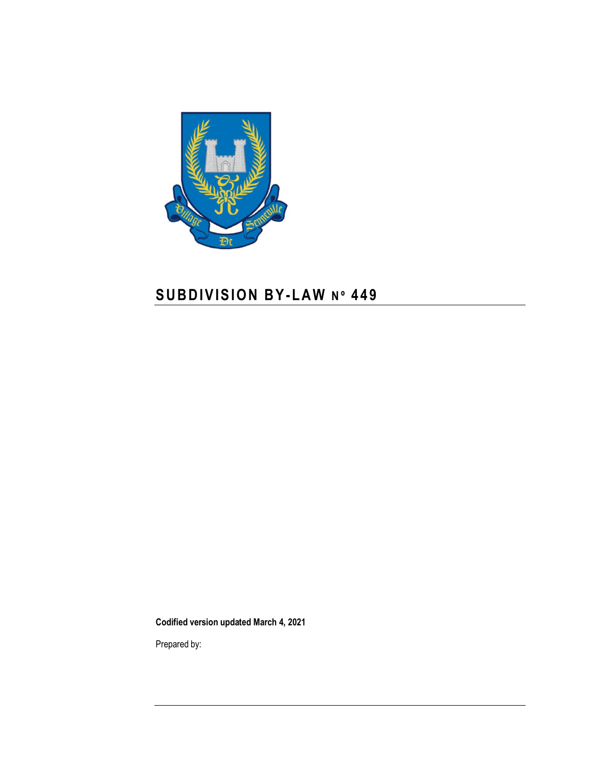# SUBDIVISION BY-LAW Nº 449

**Codified version updated March 4, 2021**

Prepared by: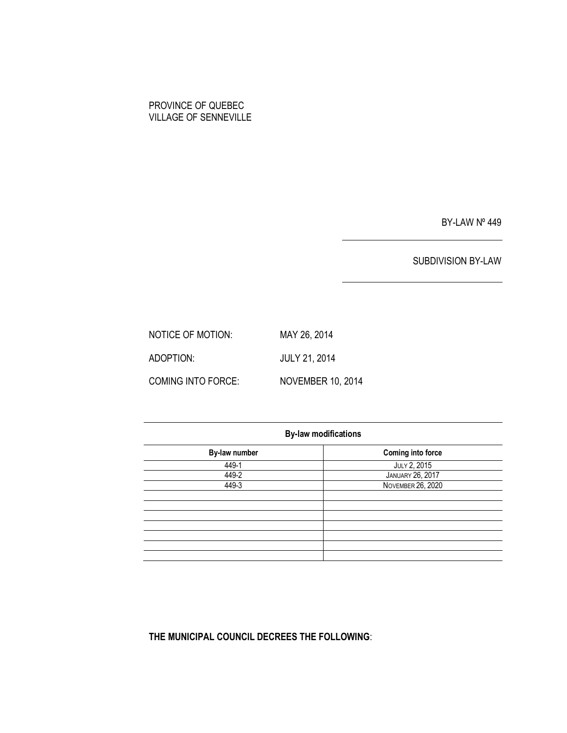PROVINCE OF QUEBEC
VILLAGE OF SENNEVILLE

BY-LAW Nº 449

SUBDIVISION BY-LAW

NOTICE OF MOTION: MAY 26, 2014

ADOPTION: JULY 21, 2014

COMING INTO FORCE: NOVEMBER 10, 2014

**By-law modifications**

| By-law number | Coming into force |
|---|---|
| 449-1 | JULY 2, 2015 |
| 449-2 | JANUARY 26, 2017 |
| 449-3 | NOVEMBER 26, 2020 |
| | |
| | |
| | |
| | |
| | |
| | |
| | |

**THE MUNICIPAL COUNCIL DECREES THE FOLLOWING**: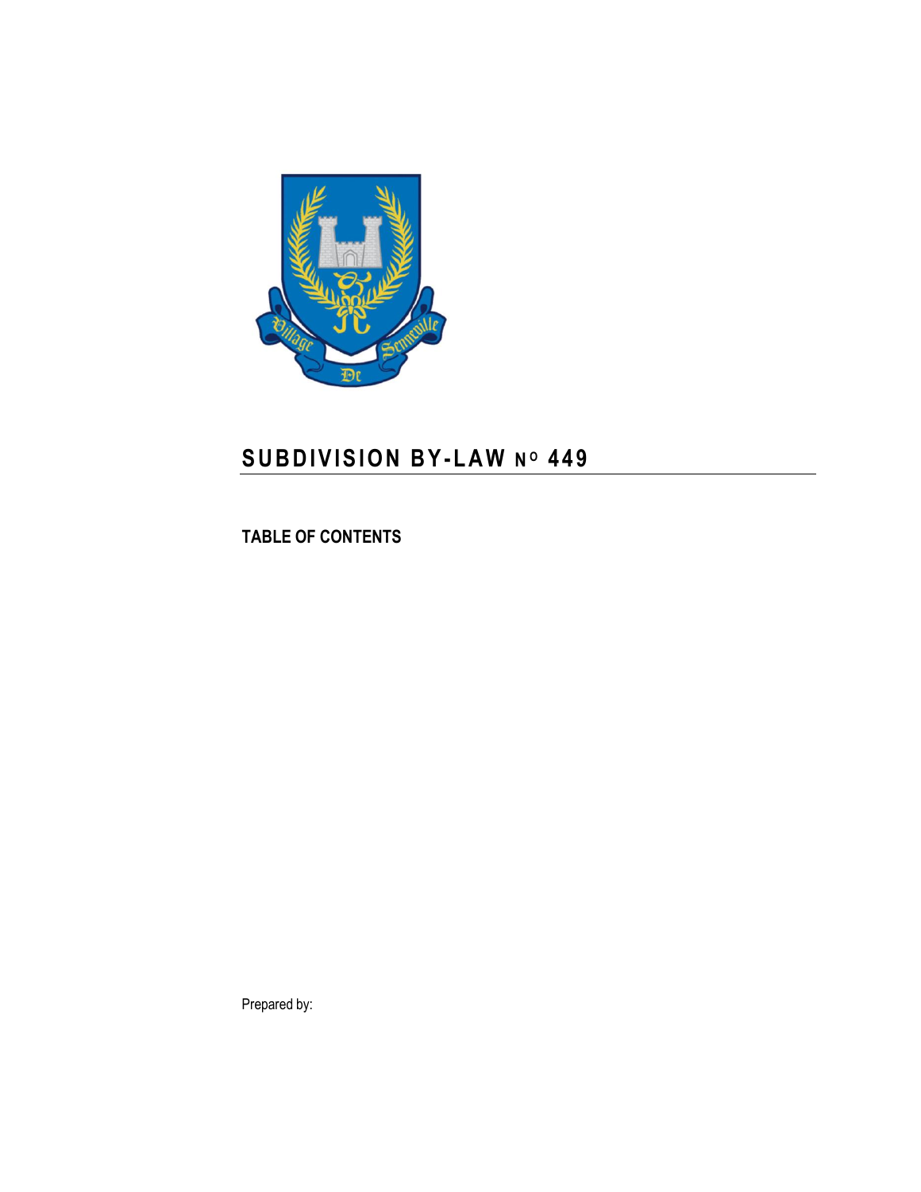# SUBDIVISION BY-LAW Nº 449

**TABLE OF CONTENTS**

Prepared by: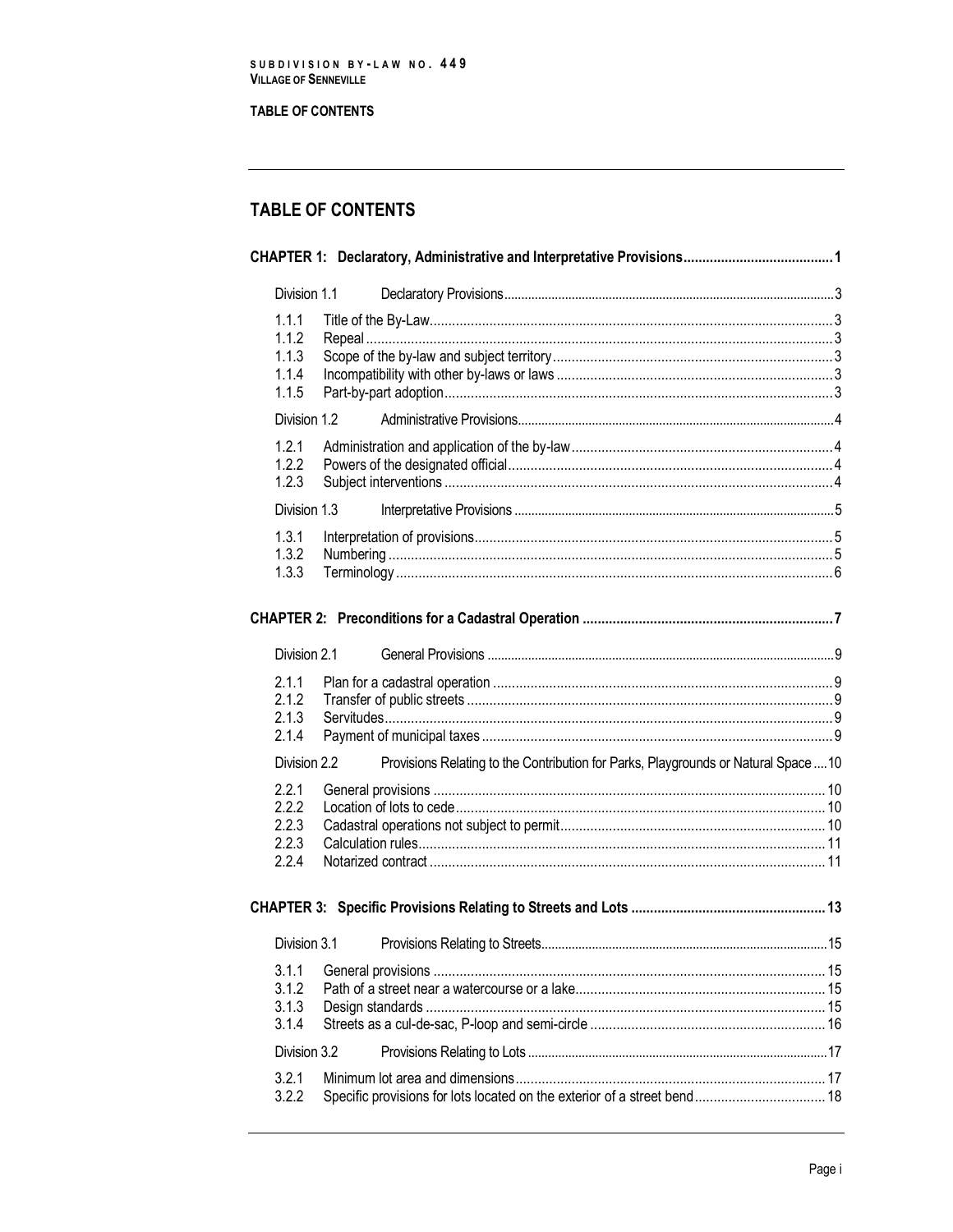# TABLE OF CONTENTS

**CHAPTER 1: Declaratory, Administrative and Interpretative Provisions** .......... 1

Division 1.1 Declaratory Provisions .......... 3

- 1.1.1 Title of the By-Law .......... 3
- 1.1.2 Repeal .......... 3
- 1.1.3 Scope of the by-law and subject territory .......... 3
- 1.1.4 Incompatibility with other by-laws or laws .......... 3
- 1.1.5 Part-by-part adoption .......... 3

Division 1.2 Administrative Provisions .......... 4

- 1.2.1 Administration and application of the by-law .......... 4
- 1.2.2 Powers of the designated official .......... 4
- 1.2.3 Subject interventions .......... 4

Division 1.3 Interpretative Provisions .......... 5

- 1.3.1 Interpretation of provisions .......... 5
- 1.3.2 Numbering .......... 5
- 1.3.3 Terminology .......... 6

**CHAPTER 2: Preconditions for a Cadastral Operation** .......... 7

Division 2.1 General Provisions .......... 9

- 2.1.1 Plan for a cadastral operation .......... 9
- 2.1.2 Transfer of public streets .......... 9
- 2.1.3 Servitudes .......... 9
- 2.1.4 Payment of municipal taxes .......... 9

Division 2.2 Provisions Relating to the Contribution for Parks, Playgrounds or Natural Space .......... 10

- 2.2.1 General provisions .......... 10
- 2.2.2 Location of lots to cede .......... 10
- 2.2.3 Cadastral operations not subject to permit .......... 10
- 2.2.3 Calculation rules .......... 11
- 2.2.4 Notarized contract .......... 11

**CHAPTER 3: Specific Provisions Relating to Streets and Lots** .......... 13

Division 3.1 Provisions Relating to Streets .......... 15

- 3.1.1 General provisions .......... 15
- 3.1.2 Path of a street near a watercourse or a lake .......... 15
- 3.1.3 Design standards .......... 15
- 3.1.4 Streets as a cul-de-sac, P-loop and semi-circle .......... 16

Division 3.2 Provisions Relating to Lots .......... 17

- 3.2.1 Minimum lot area and dimensions .......... 17
- 3.2.2 Specific provisions for lots located on the exterior of a street bend .......... 18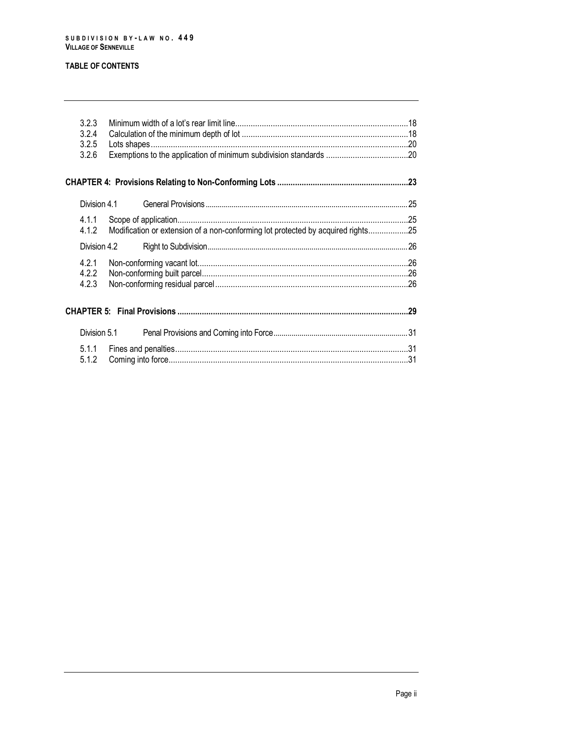**TABLE OF CONTENTS**

| | | |
|---|---|---|
| 3.2.3 | Minimum width of a lot's rear limit line | 18 |
| 3.2.4 | Calculation of the minimum depth of lot | 18 |
| 3.2.5 | Lots shapes | 20 |
| 3.2.6 | Exemptions to the application of minimum subdivision standards | 20 |

**CHAPTER 4: Provisions Relating to Non-Conforming Lots ..... 23**

| | | |
|---|---|---|
| Division 4.1 | General Provisions | 25 |
| 4.1.1 | Scope of application | 25 |
| 4.1.2 | Modification or extension of a non-conforming lot protected by acquired rights | 25 |
| Division 4.2 | Right to Subdivision | 26 |
| 4.2.1 | Non-conforming vacant lot | 26 |
| 4.2.2 | Non-conforming built parcel | 26 |
| 4.2.3 | Non-conforming residual parcel | 26 |

**CHAPTER 5: Final Provisions ..... 29**

| | | |
|---|---|---|
| Division 5.1 | Penal Provisions and Coming into Force | 31 |
| 5.1.1 | Fines and penalties | 31 |
| 5.1.2 | Coming into force | 31 |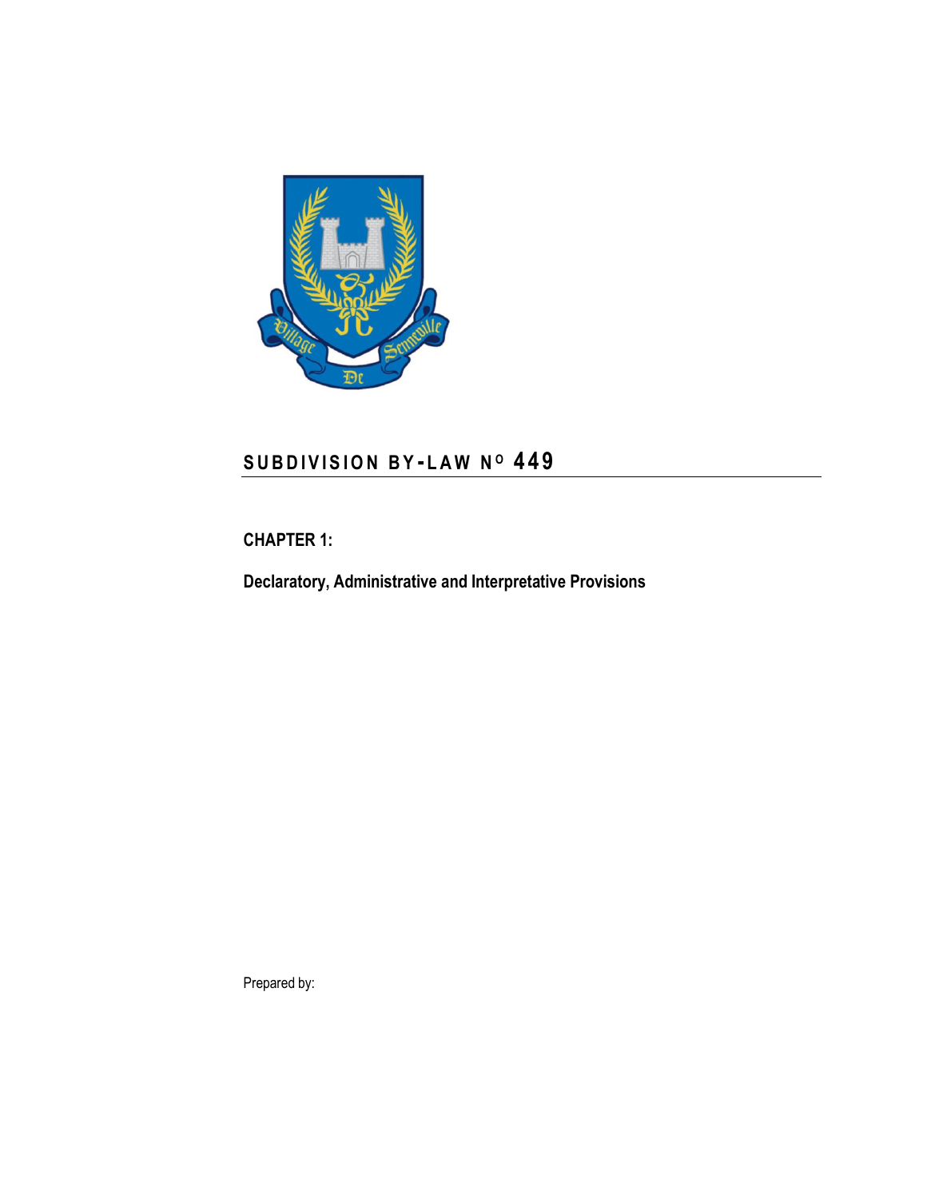## SUBDIVISION BY-LAW N^O 449

**CHAPTER 1:**

**Declaratory, Administrative and Interpretative Provisions**

Prepared by: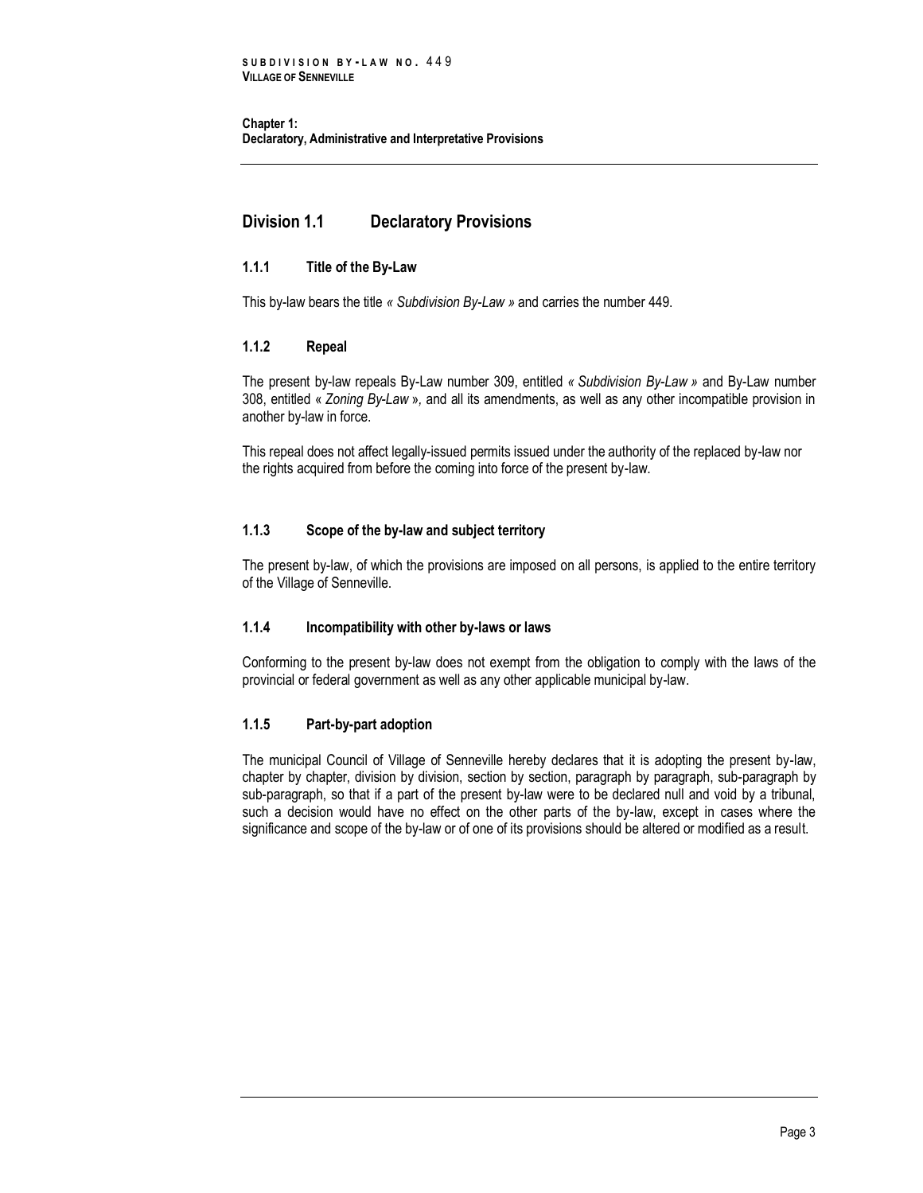## Division 1.1 Declaratory Provisions

### 1.1.1 Title of the By-Law

This by-law bears the title *« Subdivision By-Law »* and carries the number 449.

### 1.1.2 Repeal

The present by-law repeals By-Law number 309, entitled *« Subdivision By-Law »* and By-Law number 308, entitled *« Zoning By-Law »*, and all its amendments, as well as any other incompatible provision in another by-law in force.

This repeal does not affect legally-issued permits issued under the authority of the replaced by-law nor the rights acquired from before the coming into force of the present by-law.

### 1.1.3 Scope of the by-law and subject territory

The present by-law, of which the provisions are imposed on all persons, is applied to the entire territory of the Village of Senneville.

### 1.1.4 Incompatibility with other by-laws or laws

Conforming to the present by-law does not exempt from the obligation to comply with the laws of the provincial or federal government as well as any other applicable municipal by-law.

### 1.1.5 Part-by-part adoption

The municipal Council of Village of Senneville hereby declares that it is adopting the present by-law, chapter by chapter, division by division, section by section, paragraph by paragraph, sub-paragraph by sub-paragraph, so that if a part of the present by-law were to be declared null and void by a tribunal, such a decision would have no effect on the other parts of the by-law, except in cases where the significance and scope of the by-law or of one of its provisions should be altered or modified as a result.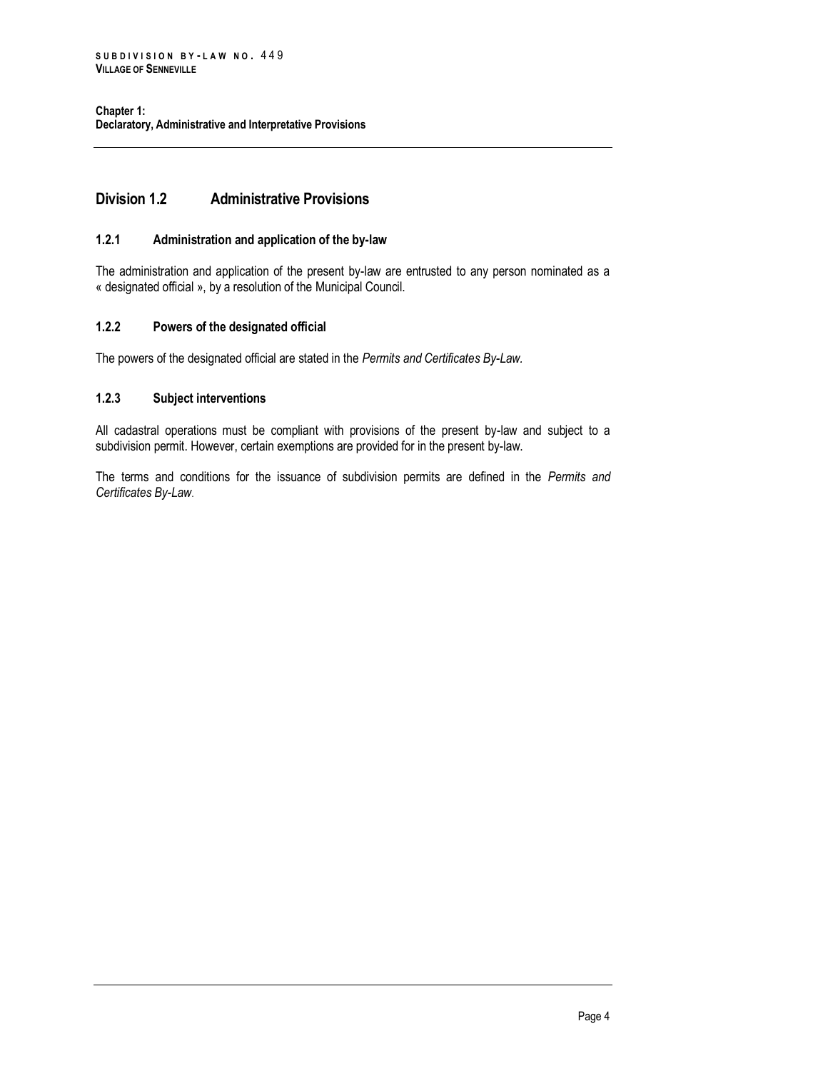## Division 1.2 Administrative Provisions

### 1.2.1 Administration and application of the by-law

The administration and application of the present by-law are entrusted to any person nominated as a « designated official », by a resolution of the Municipal Council.

### 1.2.2 Powers of the designated official

The powers of the designated official are stated in the *Permits and Certificates By-Law*.

### 1.2.3 Subject interventions

All cadastral operations must be compliant with provisions of the present by-law and subject to a subdivision permit. However, certain exemptions are provided for in the present by-law.

The terms and conditions for the issuance of subdivision permits are defined in the *Permits and Certificates By-Law*.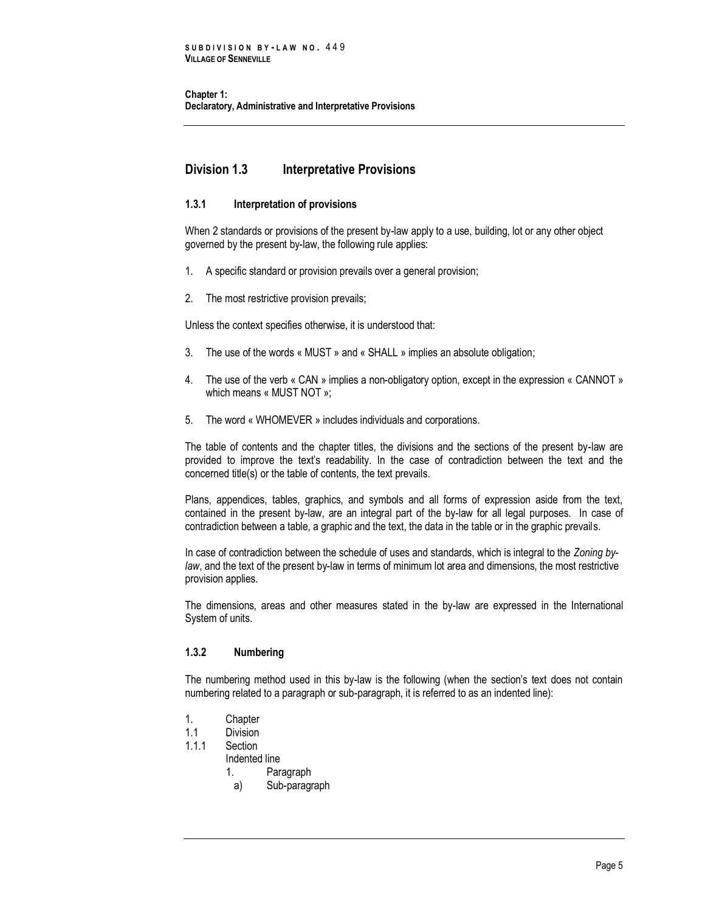## Division 1.3 Interpretative Provisions

### 1.3.1 Interpretation of provisions

When 2 standards or provisions of the present by-law apply to a use, building, lot or any other object governed by the present by-law, the following rule applies:

1. A specific standard or provision prevails over a general provision;
2. The most restrictive provision prevails;

Unless the context specifies otherwise, it is understood that:

3. The use of the words « MUST » and « SHALL » implies an absolute obligation;
4. The use of the verb « CAN » implies a non-obligatory option, except in the expression « CANNOT » which means « MUST NOT »;
5. The word « WHOMEVER » includes individuals and corporations.

The table of contents and the chapter titles, the divisions and the sections of the present by-law are provided to improve the text's readability. In the case of contradiction between the text and the concerned title(s) or the table of contents, the text prevails.

Plans, appendices, tables, graphics, and symbols and all forms of expression aside from the text, contained in the present by-law, are an integral part of the by-law for all legal purposes. In case of contradiction between a table, a graphic and the text, the data in the table or in the graphic prevails.

In case of contradiction between the schedule of uses and standards, which is integral to the *Zoning by-law*, and the text of the present by-law in terms of minimum lot area and dimensions, the most restrictive provision applies.

The dimensions, areas and other measures stated in the by-law are expressed in the International System of units.

### 1.3.2 Numbering

The numbering method used in this by-law is the following (when the section's text does not contain numbering related to a paragraph or sub-paragraph, it is referred to as an indented line):

1. Chapter
1.1 Division
1.1.1 Section
 Indented line
 1. Paragraph
 a) Sub-paragraph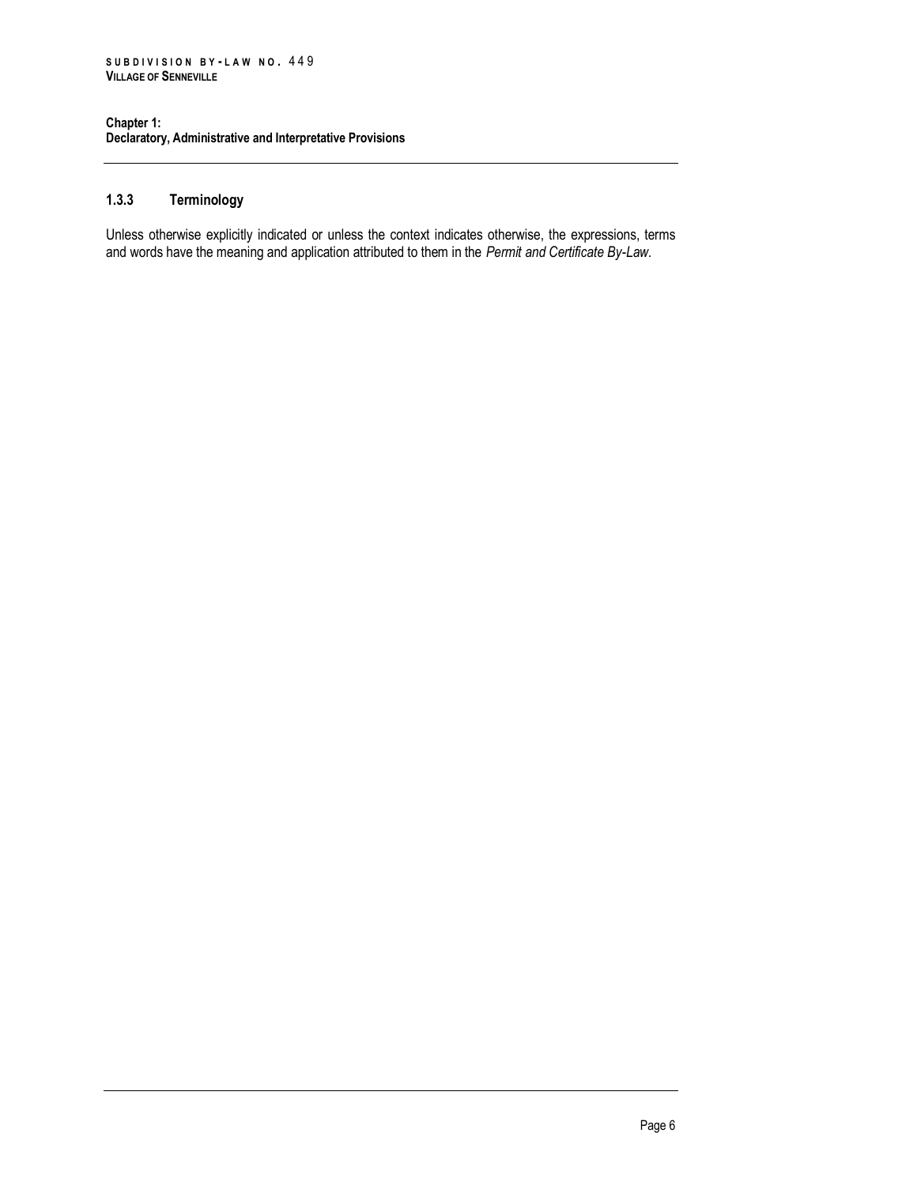### 1.3.3 Terminology

Unless otherwise explicitly indicated or unless the context indicates otherwise, the expressions, terms and words have the meaning and application attributed to them in the *Permit and Certificate By-Law.*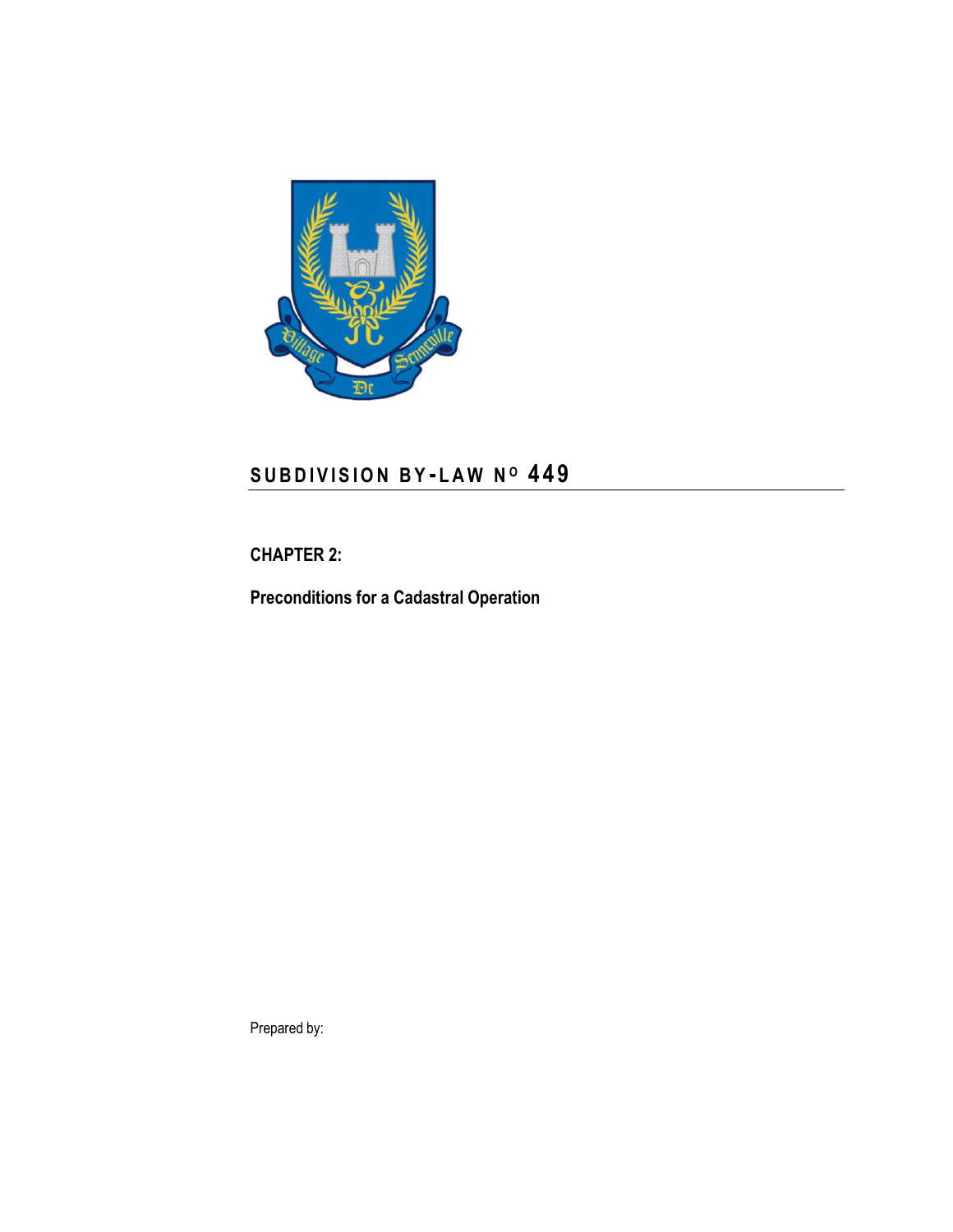# SUBDIVISION BY-LAW Nº 449

## CHAPTER 2:

## Preconditions for a Cadastral Operation

Prepared by: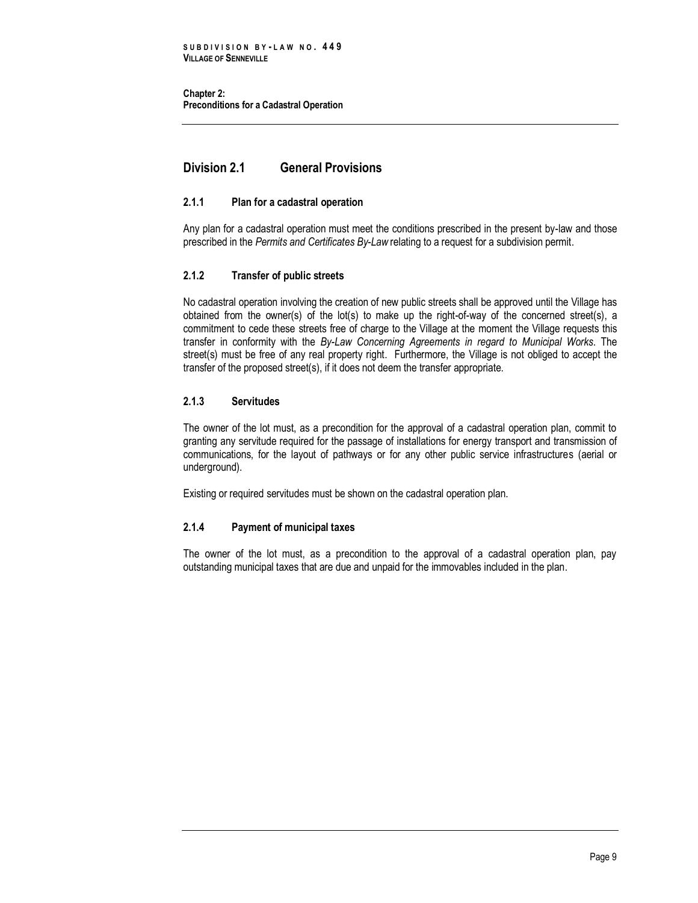## Division 2.1 General Provisions

### 2.1.1 Plan for a cadastral operation

Any plan for a cadastral operation must meet the conditions prescribed in the present by-law and those prescribed in the *Permits and Certificates By-Law* relating to a request for a subdivision permit.

### 2.1.2 Transfer of public streets

No cadastral operation involving the creation of new public streets shall be approved until the Village has obtained from the owner(s) of the lot(s) to make up the right-of-way of the concerned street(s), a commitment to cede these streets free of charge to the Village at the moment the Village requests this transfer in conformity with the *By-Law Concerning Agreements in regard to Municipal Works*. The street(s) must be free of any real property right. Furthermore, the Village is not obliged to accept the transfer of the proposed street(s), if it does not deem the transfer appropriate.

### 2.1.3 Servitudes

The owner of the lot must, as a precondition for the approval of a cadastral operation plan, commit to granting any servitude required for the passage of installations for energy transport and transmission of communications, for the layout of pathways or for any other public service infrastructures (aerial or underground).

Existing or required servitudes must be shown on the cadastral operation plan.

### 2.1.4 Payment of municipal taxes

The owner of the lot must, as a precondition to the approval of a cadastral operation plan, pay outstanding municipal taxes that are due and unpaid for the immovables included in the plan.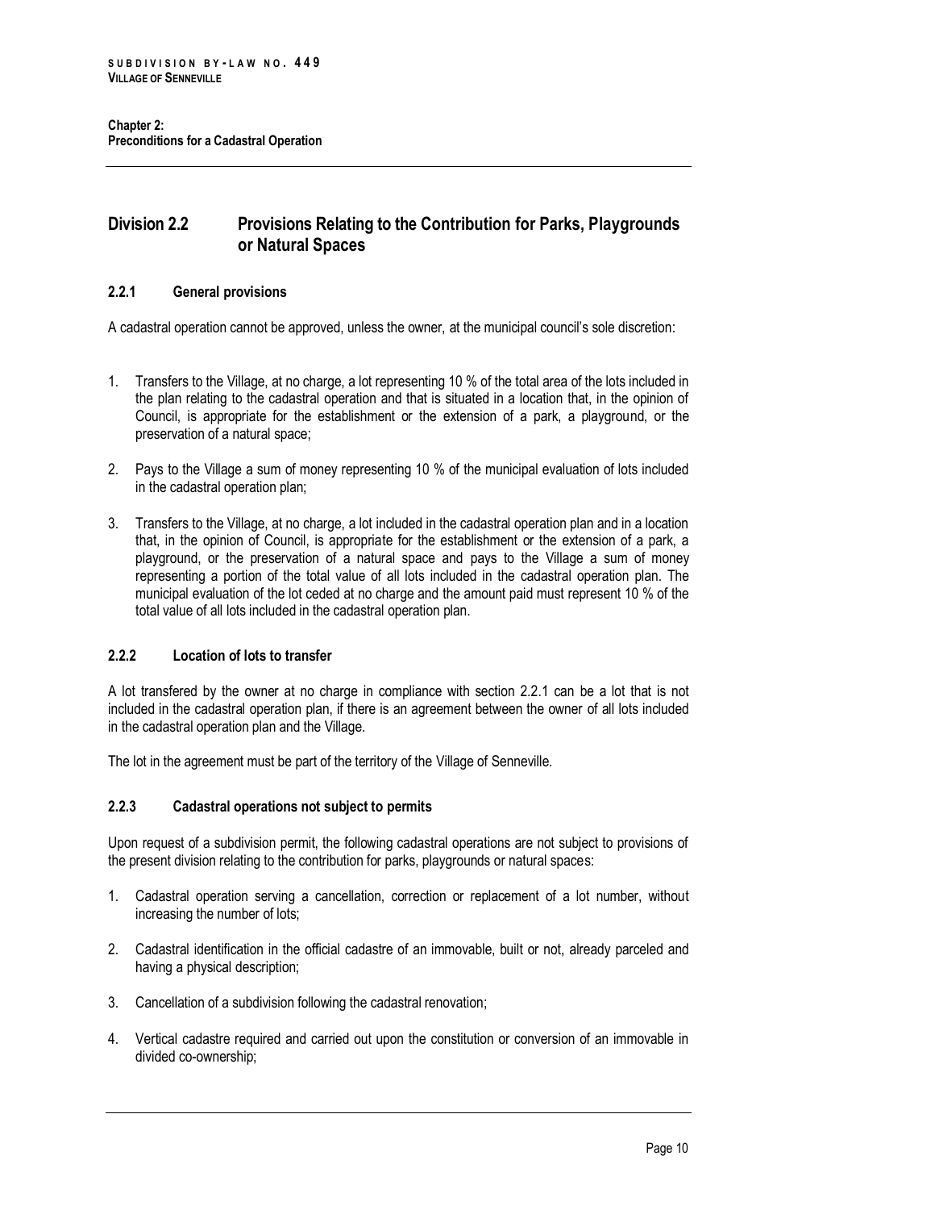## Division 2.2 Provisions Relating to the Contribution for Parks, Playgrounds or Natural Spaces

### 2.2.1 General provisions

A cadastral operation cannot be approved, unless the owner, at the municipal council's sole discretion:

1. Transfers to the Village, at no charge, a lot representing 10 % of the total area of the lots included in the plan relating to the cadastral operation and that is situated in a location that, in the opinion of Council, is appropriate for the establishment or the extension of a park, a playground, or the preservation of a natural space;
2. Pays to the Village a sum of money representing 10 % of the municipal evaluation of lots included in the cadastral operation plan;
3. Transfers to the Village, at no charge, a lot included in the cadastral operation plan and in a location that, in the opinion of Council, is appropriate for the establishment or the extension of a park, a playground, or the preservation of a natural space and pays to the Village a sum of money representing a portion of the total value of all lots included in the cadastral operation plan. The municipal evaluation of the lot ceded at no charge and the amount paid must represent 10 % of the total value of all lots included in the cadastral operation plan.

### 2.2.2 Location of lots to transfer

A lot transfered by the owner at no charge in compliance with section 2.2.1 can be a lot that is not included in the cadastral operation plan, if there is an agreement between the owner of all lots included in the cadastral operation plan and the Village.

The lot in the agreement must be part of the territory of the Village of Senneville.

### 2.2.3 Cadastral operations not subject to permits

Upon request of a subdivision permit, the following cadastral operations are not subject to provisions of the present division relating to the contribution for parks, playgrounds or natural spaces:

1. Cadastral operation serving a cancellation, correction or replacement of a lot number, without increasing the number of lots;
2. Cadastral identification in the official cadastre of an immovable, built or not, already parceled and having a physical description;
3. Cancellation of a subdivision following the cadastral renovation;
4. Vertical cadastre required and carried out upon the constitution or conversion of an immovable in divided co-ownership;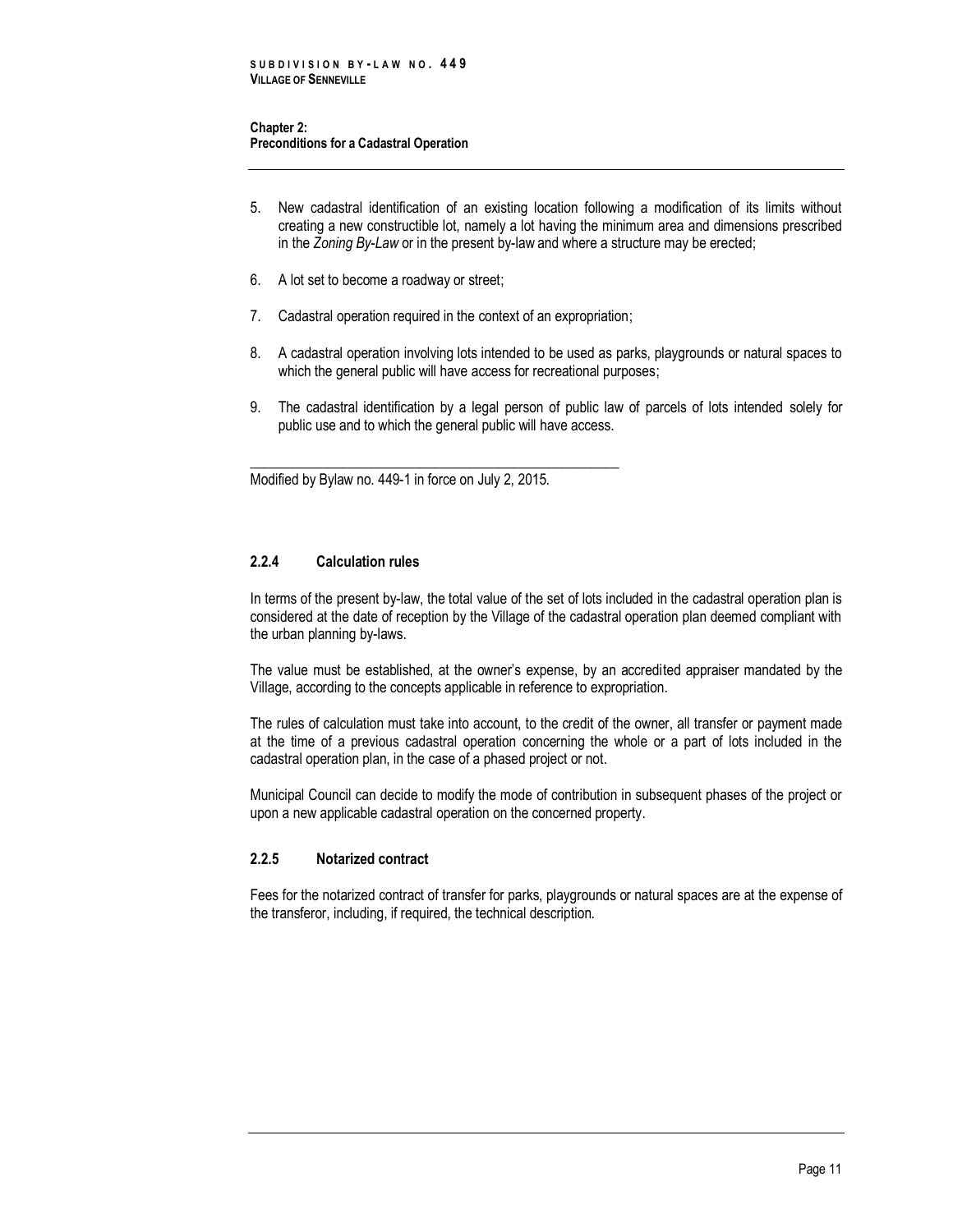5. New cadastral identification of an existing location following a modification of its limits without creating a new constructible lot, namely a lot having the minimum area and dimensions prescribed in the *Zoning By-Law* or in the present by-law and where a structure may be erected;

6. A lot set to become a roadway or street;

7. Cadastral operation required in the context of an expropriation;

8. A cadastral operation involving lots intended to be used as parks, playgrounds or natural spaces to which the general public will have access for recreational purposes;

9. The cadastral identification by a legal person of public law of parcels of lots intended solely for public use and to which the general public will have access.

_______________________________________________________

Modified by Bylaw no. 449-1 in force on July 2, 2015.

### 2.2.4 Calculation rules

In terms of the present by-law, the total value of the set of lots included in the cadastral operation plan is considered at the date of reception by the Village of the cadastral operation plan deemed compliant with the urban planning by-laws.

The value must be established, at the owner's expense, by an accredited appraiser mandated by the Village, according to the concepts applicable in reference to expropriation.

The rules of calculation must take into account, to the credit of the owner, all transfer or payment made at the time of a previous cadastral operation concerning the whole or a part of lots included in the cadastral operation plan, in the case of a phased project or not.

Municipal Council can decide to modify the mode of contribution in subsequent phases of the project or upon a new applicable cadastral operation on the concerned property.

### 2.2.5 Notarized contract

Fees for the notarized contract of transfer for parks, playgrounds or natural spaces are at the expense of the transferor, including, if required, the technical description.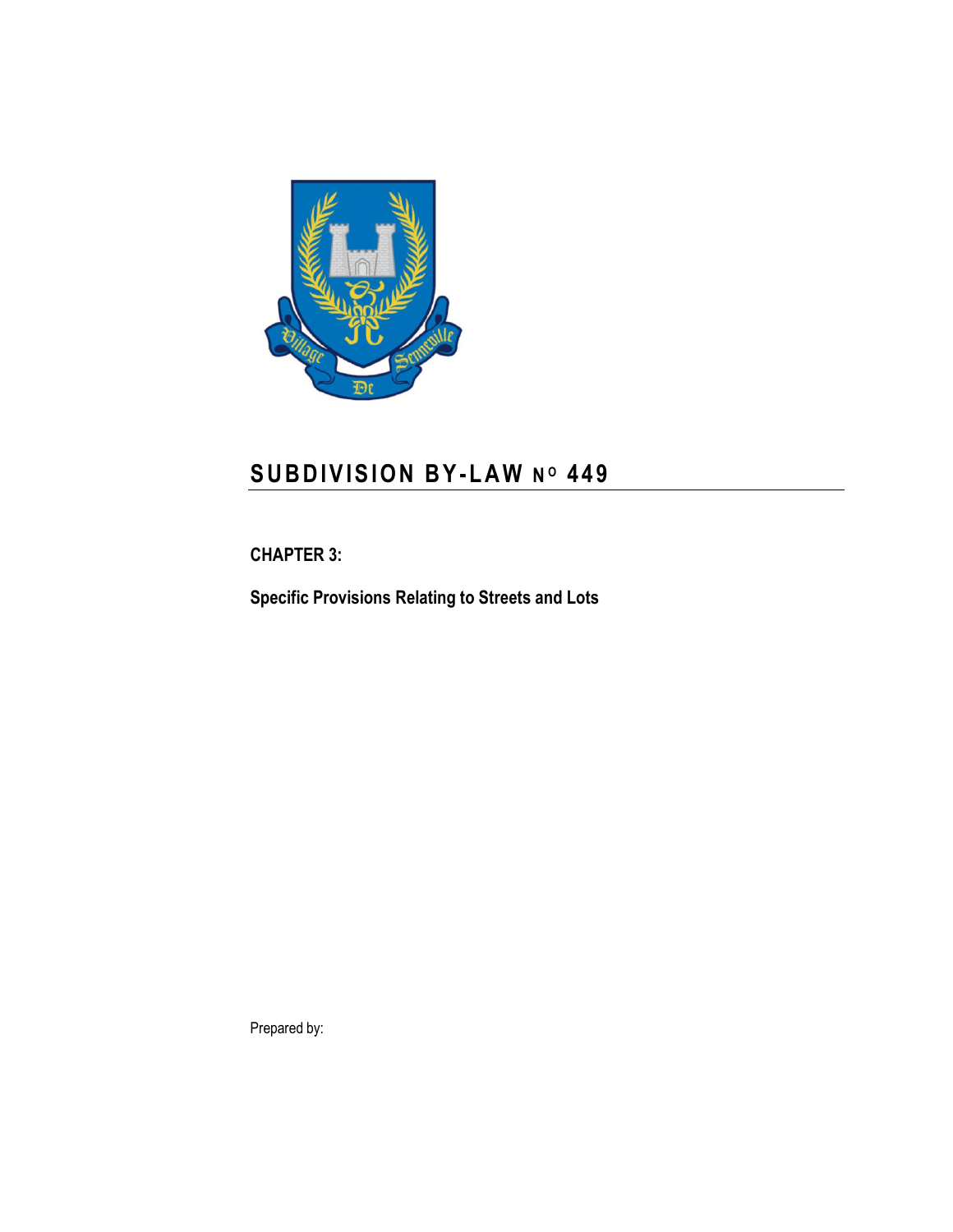# SUBDIVISION BY-LAW N$^{O}$ 449

**CHAPTER 3:**

**Specific Provisions Relating to Streets and Lots**

Prepared by: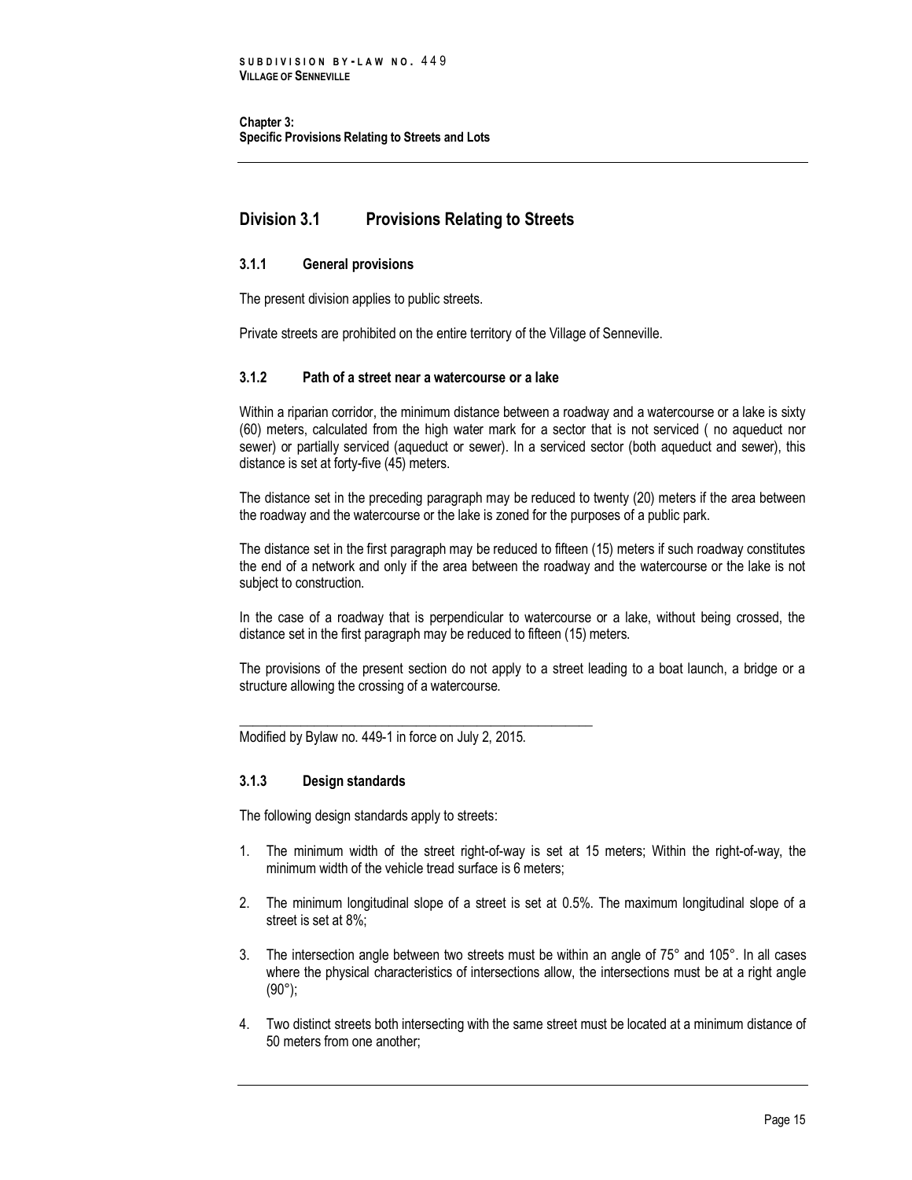## Division 3.1 Provisions Relating to Streets

### 3.1.1 General provisions

The present division applies to public streets.

Private streets are prohibited on the entire territory of the Village of Senneville.

### 3.1.2 Path of a street near a watercourse or a lake

Within a riparian corridor, the minimum distance between a roadway and a watercourse or a lake is sixty (60) meters, calculated from the high water mark for a sector that is not serviced ( no aqueduct nor sewer) or partially serviced (aqueduct or sewer). In a serviced sector (both aqueduct and sewer), this distance is set at forty-five (45) meters.

The distance set in the preceding paragraph may be reduced to twenty (20) meters if the area between the roadway and the watercourse or the lake is zoned for the purposes of a public park.

The distance set in the first paragraph may be reduced to fifteen (15) meters if such roadway constitutes the end of a network and only if the area between the roadway and the watercourse or the lake is not subject to construction.

In the case of a roadway that is perpendicular to watercourse or a lake, without being crossed, the distance set in the first paragraph may be reduced to fifteen (15) meters.

The provisions of the present section do not apply to a street leading to a boat launch, a bridge or a structure allowing the crossing of a watercourse.

---

Modified by Bylaw no. 449-1 in force on July 2, 2015.

### 3.1.3 Design standards

The following design standards apply to streets:

1. The minimum width of the street right-of-way is set at 15 meters; Within the right-of-way, the minimum width of the vehicle tread surface is 6 meters;

2. The minimum longitudinal slope of a street is set at 0.5%. The maximum longitudinal slope of a street is set at 8%;

3. The intersection angle between two streets must be within an angle of 75° and 105°. In all cases where the physical characteristics of intersections allow, the intersections must be at a right angle (90°);

4. Two distinct streets both intersecting with the same street must be located at a minimum distance of 50 meters from one another;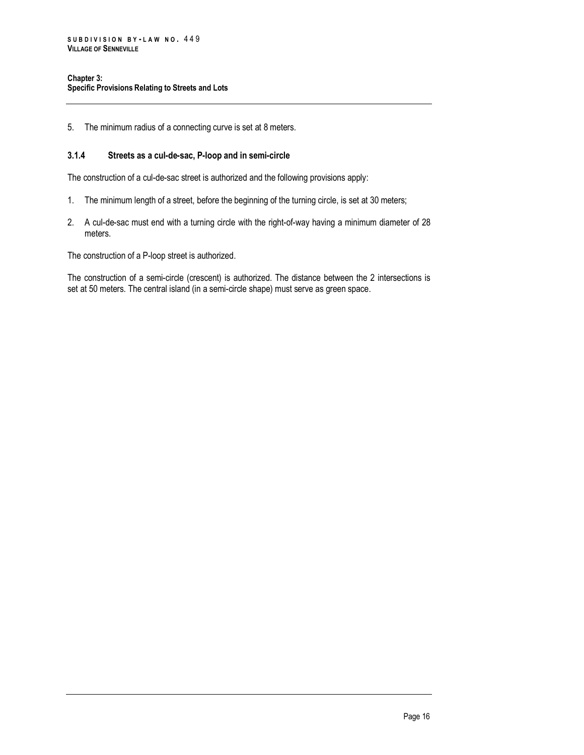5. The minimum radius of a connecting curve is set at 8 meters.

### 3.1.4 Streets as a cul-de-sac, P-loop and in semi-circle

The construction of a cul-de-sac street is authorized and the following provisions apply:

1. The minimum length of a street, before the beginning of the turning circle, is set at 30 meters;
2. A cul-de-sac must end with a turning circle with the right-of-way having a minimum diameter of 28 meters.

The construction of a P-loop street is authorized.

The construction of a semi-circle (crescent) is authorized. The distance between the 2 intersections is set at 50 meters. The central island (in a semi-circle shape) must serve as green space.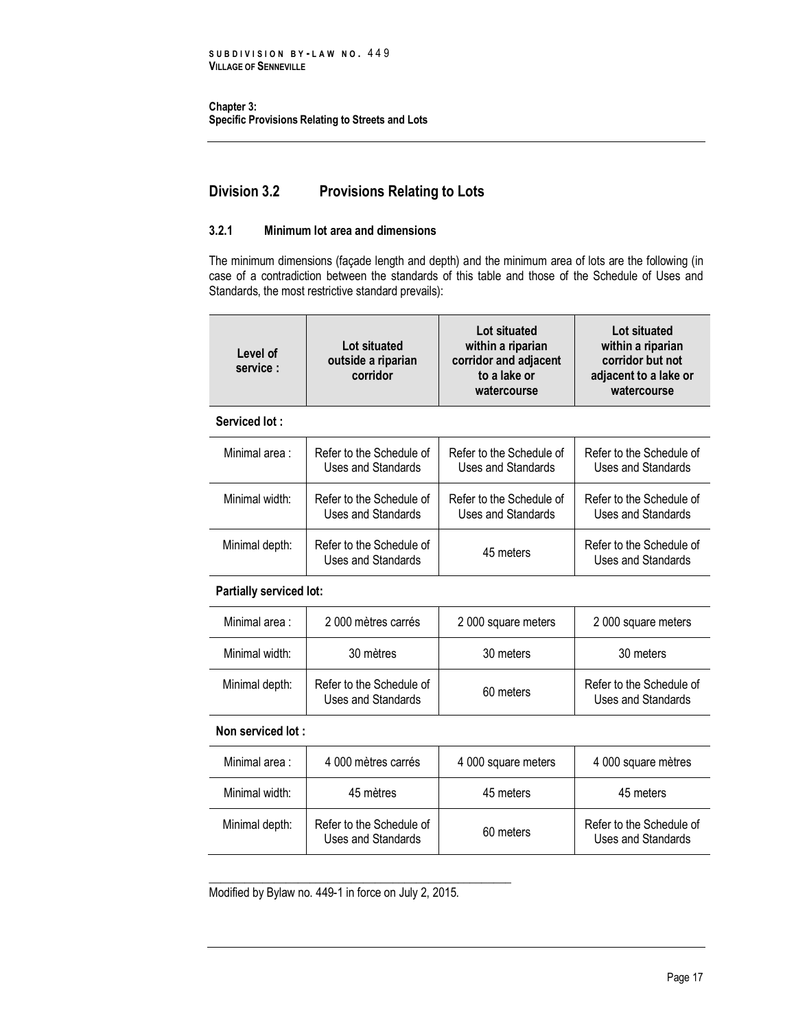Chapter 3:
Specific Provisions Relating to Streets and Lots

## Division 3.2 Provisions Relating to Lots

### 3.2.1 Minimum lot area and dimensions

The minimum dimensions (façade length and depth) and the minimum area of lots are the following (in case of a contradiction between the standards of this table and those of the Schedule of Uses and Standards, the most restrictive standard prevails):

| Level of service : | Lot situated outside a riparian corridor | Lot situated within a riparian corridor and adjacent to a lake or watercourse | Lot situated within a riparian corridor but not adjacent to a lake or watercourse |
|---|---|---|---|
| **Serviced lot :** | | | |
| Minimal area : | Refer to the Schedule of Uses and Standards | Refer to the Schedule of Uses and Standards | Refer to the Schedule of Uses and Standards |
| Minimal width: | Refer to the Schedule of Uses and Standards | Refer to the Schedule of Uses and Standards | Refer to the Schedule of Uses and Standards |
| Minimal depth: | Refer to the Schedule of Uses and Standards | 45 meters | Refer to the Schedule of Uses and Standards |
| **Partially serviced lot:** | | | |
| Minimal area : | 2 000 mètres carrés | 2 000 square meters | 2 000 square meters |
| Minimal width: | 30 mètres | 30 meters | 30 meters |
| Minimal depth: | Refer to the Schedule of Uses and Standards | 60 meters | Refer to the Schedule of Uses and Standards |
| **Non serviced lot :** | | | |
| Minimal area : | 4 000 mètres carrés | 4 000 square meters | 4 000 square mètres |
| Minimal width: | 45 mètres | 45 meters | 45 meters |
| Minimal depth: | Refer to the Schedule of Uses and Standards | 60 meters | Refer to the Schedule of Uses and Standards |

Modified by Bylaw no. 449-1 in force on July 2, 2015.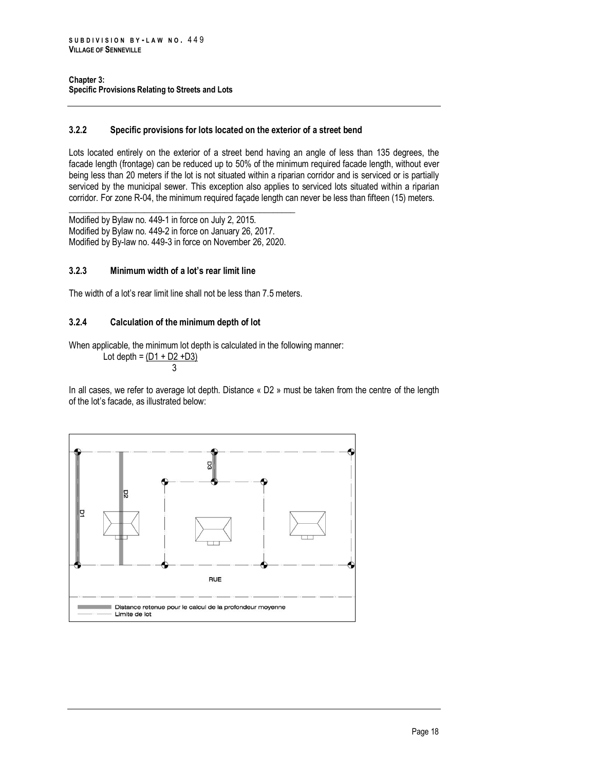### 3.2.2 Specific provisions for lots located on the exterior of a street bend

Lots located entirely on the exterior of a street bend having an angle of less than 135 degrees, the facade length (frontage) can be reduced up to 50% of the minimum required facade length, without ever being less than 20 meters if the lot is not situated within a riparian corridor and is serviced or is partially serviced by the municipal sewer. This exception also applies to serviced lots situated within a riparian corridor. For zone R-04, the minimum required façade length can never be less than fifteen (15) meters.

Modified by Bylaw no. 449-1 in force on July 2, 2015.
Modified by Bylaw no. 449-2 in force on January 26, 2017.
Modified by By-law no. 449-3 in force on November 26, 2020.

### 3.2.3 Minimum width of a lot's rear limit line

The width of a lot's rear limit line shall not be less than 7.5 meters.

### 3.2.4 Calculation of the minimum depth of lot

When applicable, the minimum lot depth is calculated in the following manner:

$$\text{Lot depth} = \frac{(D1 + D2 + D3)}{3}$$

In all cases, we refer to average lot depth. Distance « D2 » must be taken from the centre of the length of the lot's facade, as illustrated below:

D1 D2 D3

RUE

Distance retenue pour le calcul de la profondeur moyenne
Limite de lot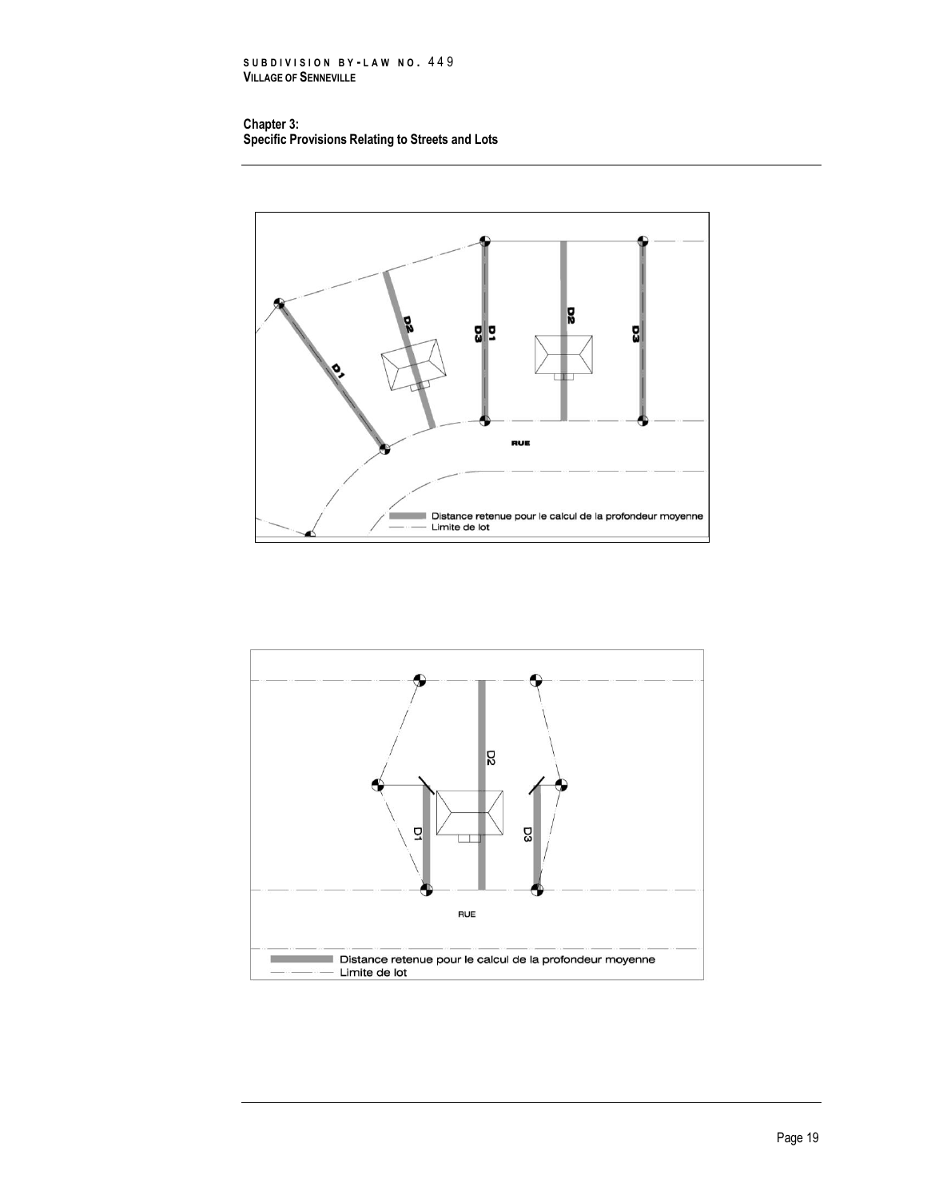D1

D2

D3

D1

D2

D3

RUE

Distance retenue pour le calcul de la profondeur moyenne

Limite de lot

D1

D2

D3

RUE

Distance retenue pour le calcul de la profondeur moyenne

Limite de lot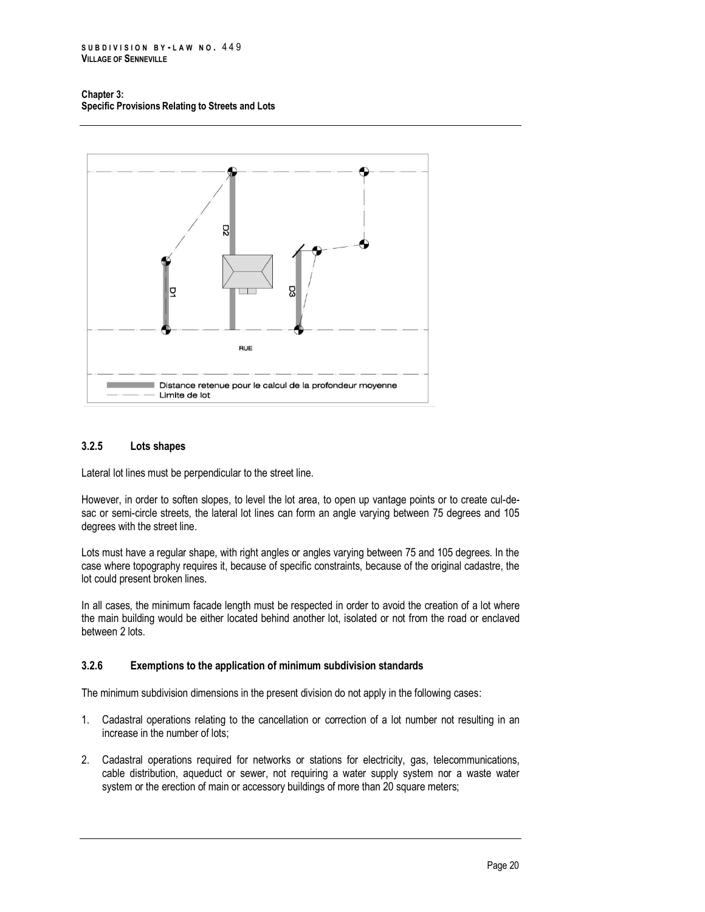### 3.2.5 Lots shapes

Lateral lot lines must be perpendicular to the street line.

However, in order to soften slopes, to level the lot area, to open up vantage points or to create cul-de-sac or semi-circle streets, the lateral lot lines can form an angle varying between 75 degrees and 105 degrees with the street line.

Lots must have a regular shape, with right angles or angles varying between 75 and 105 degrees. In the case where topography requires it, because of specific constraints, because of the original cadastre, the lot could present broken lines.

In all cases, the minimum facade length must be respected in order to avoid the creation of a lot where the main building would be either located behind another lot, isolated or not from the road or enclaved between 2 lots.

### 3.2.6 Exemptions to the application of minimum subdivision standards

The minimum subdivision dimensions in the present division do not apply in the following cases:

1. Cadastral operations relating to the cancellation or correction of a lot number not resulting in an increase in the number of lots;
2. Cadastral operations required for networks or stations for electricity, gas, telecommunications, cable distribution, aqueduct or sewer, not requiring a water supply system nor a waste water system or the erection of main or accessory buildings of more than 20 square meters;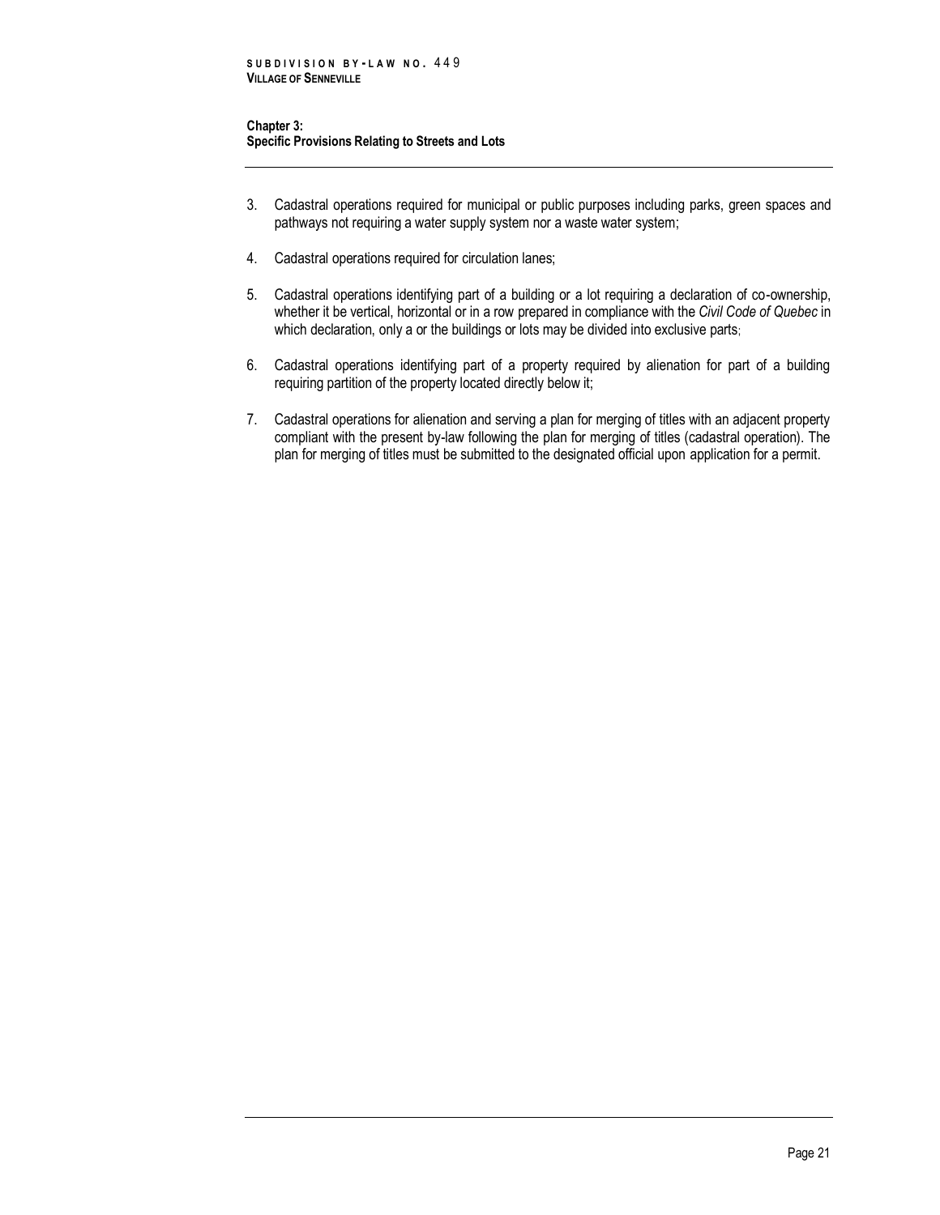3. Cadastral operations required for municipal or public purposes including parks, green spaces and pathways not requiring a water supply system nor a waste water system;

4. Cadastral operations required for circulation lanes;

5. Cadastral operations identifying part of a building or a lot requiring a declaration of co-ownership, whether it be vertical, horizontal or in a row prepared in compliance with the *Civil Code of Quebec* in which declaration, only a or the buildings or lots may be divided into exclusive parts;

6. Cadastral operations identifying part of a property required by alienation for part of a building requiring partition of the property located directly below it;

7. Cadastral operations for alienation and serving a plan for merging of titles with an adjacent property compliant with the present by-law following the plan for merging of titles (cadastral operation). The plan for merging of titles must be submitted to the designated official upon application for a permit.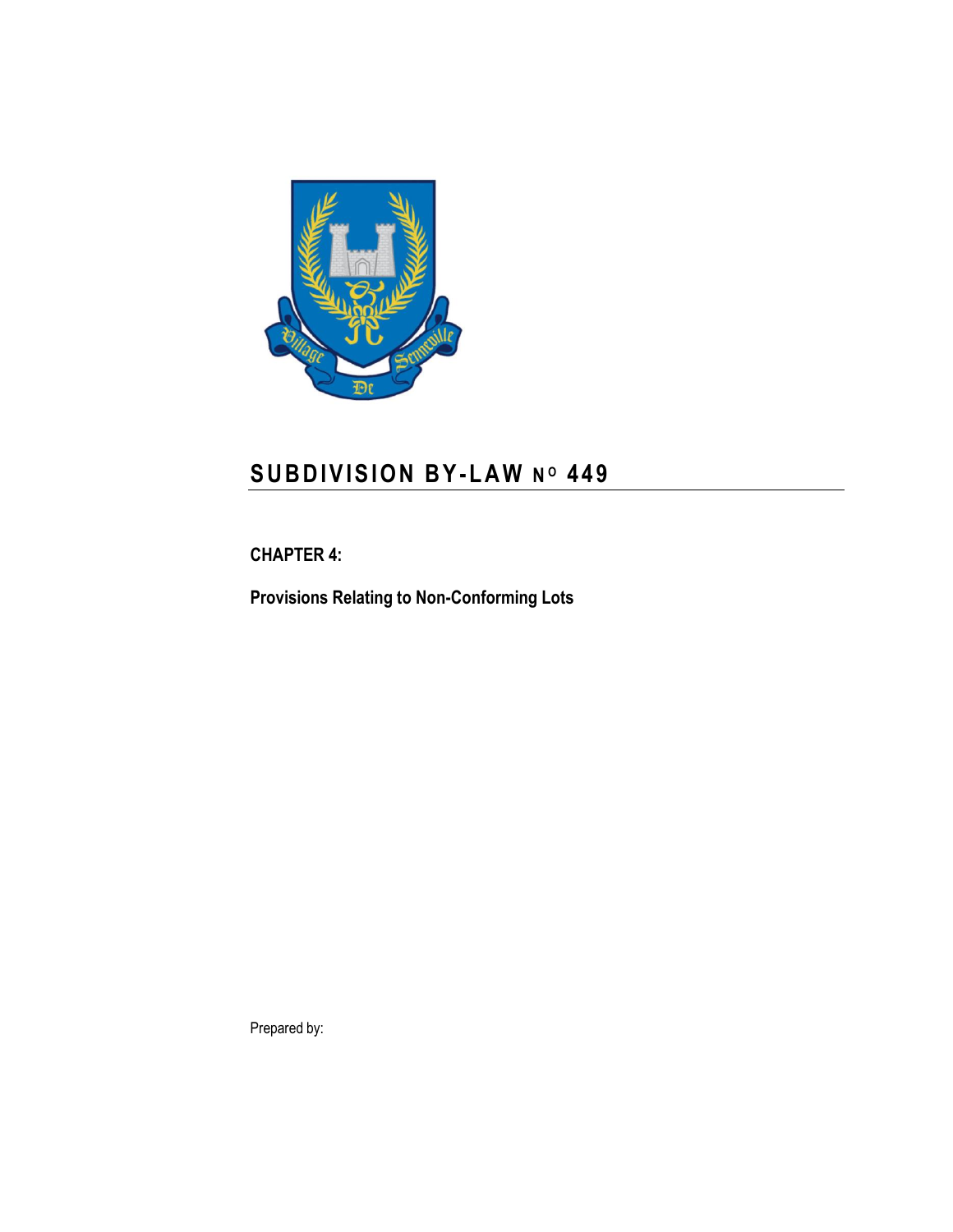# SUBDIVISION BY-LAW No 449

**CHAPTER 4:**

**Provisions Relating to Non-Conforming Lots**

Prepared by: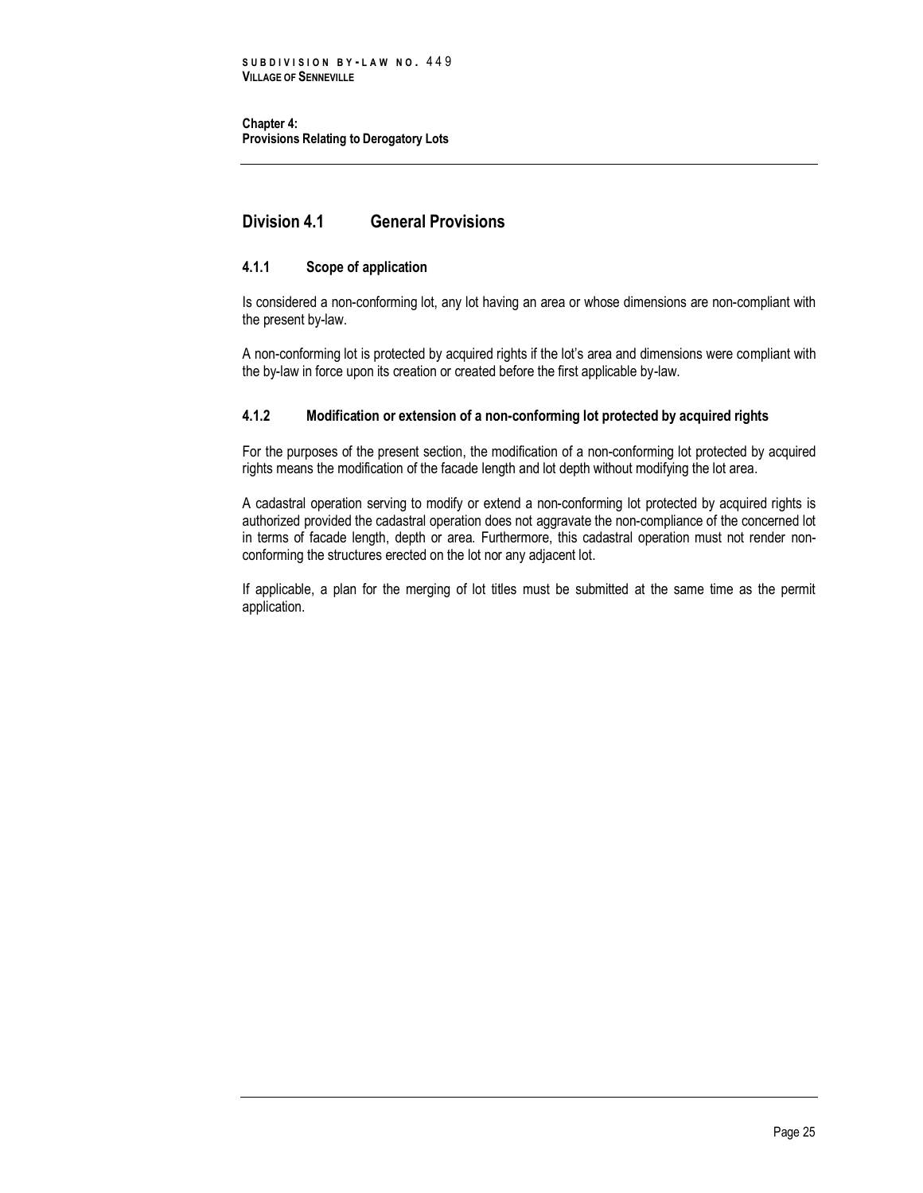# Chapter 4: Provisions Relating to Derogatory Lots

## Division 4.1 General Provisions

### 4.1.1 Scope of application

Is considered a non-conforming lot, any lot having an area or whose dimensions are non-compliant with the present by-law.

A non-conforming lot is protected by acquired rights if the lot's area and dimensions were compliant with the by-law in force upon its creation or created before the first applicable by-law.

### 4.1.2 Modification or extension of a non-conforming lot protected by acquired rights

For the purposes of the present section, the modification of a non-conforming lot protected by acquired rights means the modification of the facade length and lot depth without modifying the lot area.

A cadastral operation serving to modify or extend a non-conforming lot protected by acquired rights is authorized provided the cadastral operation does not aggravate the non-compliance of the concerned lot in terms of facade length, depth or area. Furthermore, this cadastral operation must not render non-conforming the structures erected on the lot nor any adjacent lot.

If applicable, a plan for the merging of lot titles must be submitted at the same time as the permit application.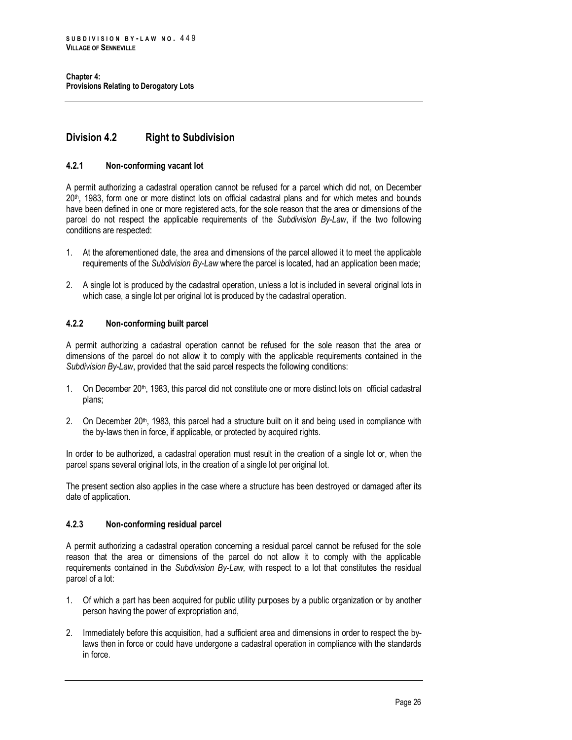## Division 4.2 Right to Subdivision

### 4.2.1 Non-conforming vacant lot

A permit authorizing a cadastral operation cannot be refused for a parcel which did not, on December 20th, 1983, form one or more distinct lots on official cadastral plans and for which metes and bounds have been defined in one or more registered acts, for the sole reason that the area or dimensions of the parcel do not respect the applicable requirements of the *Subdivision By-Law*, if the two following conditions are respected:

1. At the aforementioned date, the area and dimensions of the parcel allowed it to meet the applicable requirements of the *Subdivision By-Law* where the parcel is located, had an application been made;
2. A single lot is produced by the cadastral operation, unless a lot is included in several original lots in which case, a single lot per original lot is produced by the cadastral operation.

### 4.2.2 Non-conforming built parcel

A permit authorizing a cadastral operation cannot be refused for the sole reason that the area or dimensions of the parcel do not allow it to comply with the applicable requirements contained in the *Subdivision By-Law*, provided that the said parcel respects the following conditions:

1. On December 20th, 1983, this parcel did not constitute one or more distinct lots on official cadastral plans;
2. On December 20th, 1983, this parcel had a structure built on it and being used in compliance with the by-laws then in force, if applicable, or protected by acquired rights.

In order to be authorized, a cadastral operation must result in the creation of a single lot or, when the parcel spans several original lots, in the creation of a single lot per original lot.

The present section also applies in the case where a structure has been destroyed or damaged after its date of application.

### 4.2.3 Non-conforming residual parcel

A permit authorizing a cadastral operation concerning a residual parcel cannot be refused for the sole reason that the area or dimensions of the parcel do not allow it to comply with the applicable requirements contained in the *Subdivision By-Law,* with respect to a lot that constitutes the residual parcel of a lot:

1. Of which a part has been acquired for public utility purposes by a public organization or by another person having the power of expropriation and,
2. Immediately before this acquisition, had a sufficient area and dimensions in order to respect the by-laws then in force or could have undergone a cadastral operation in compliance with the standards in force.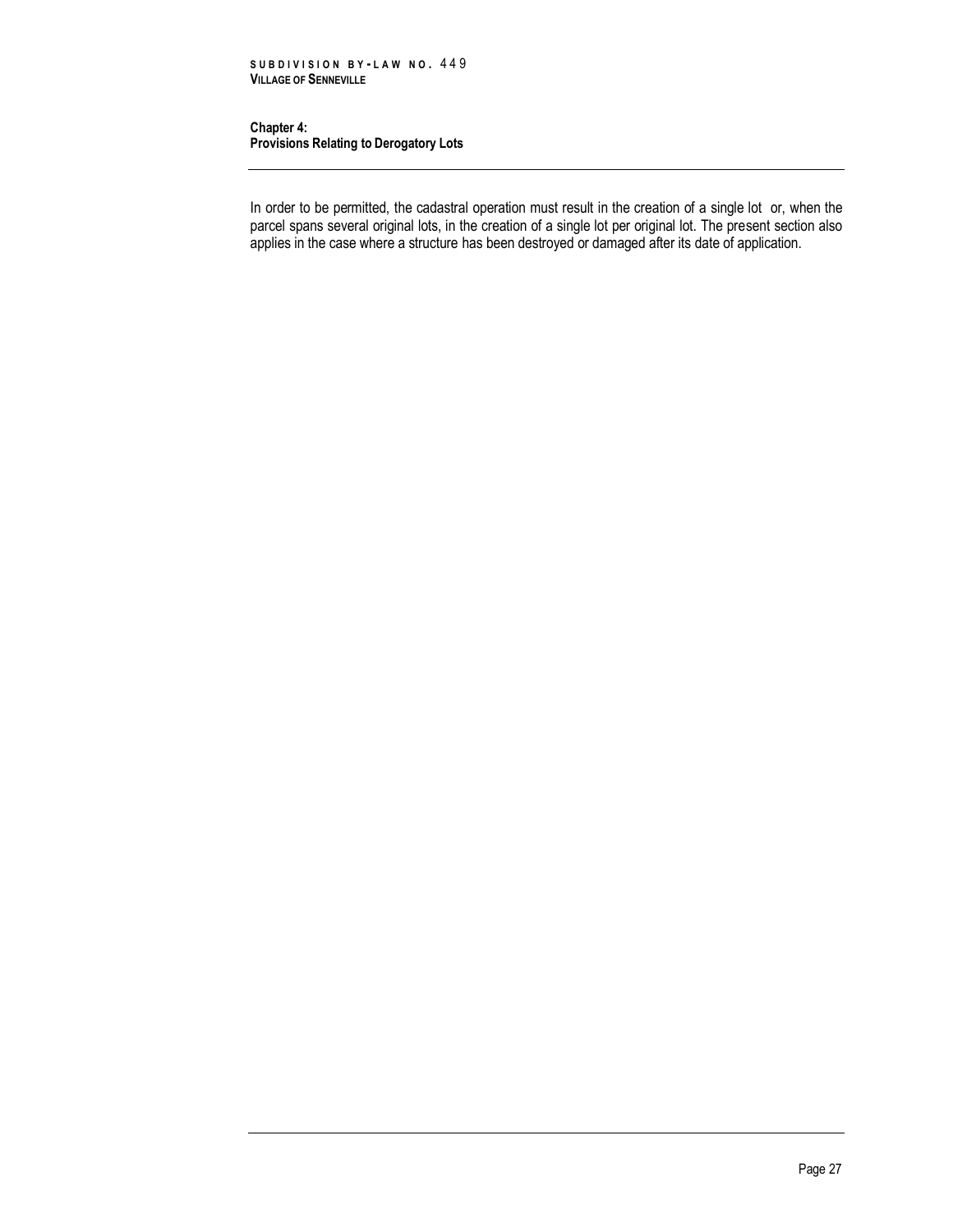In order to be permitted, the cadastral operation must result in the creation of a single lot or, when the parcel spans several original lots, in the creation of a single lot per original lot. The present section also applies in the case where a structure has been destroyed or damaged after its date of application.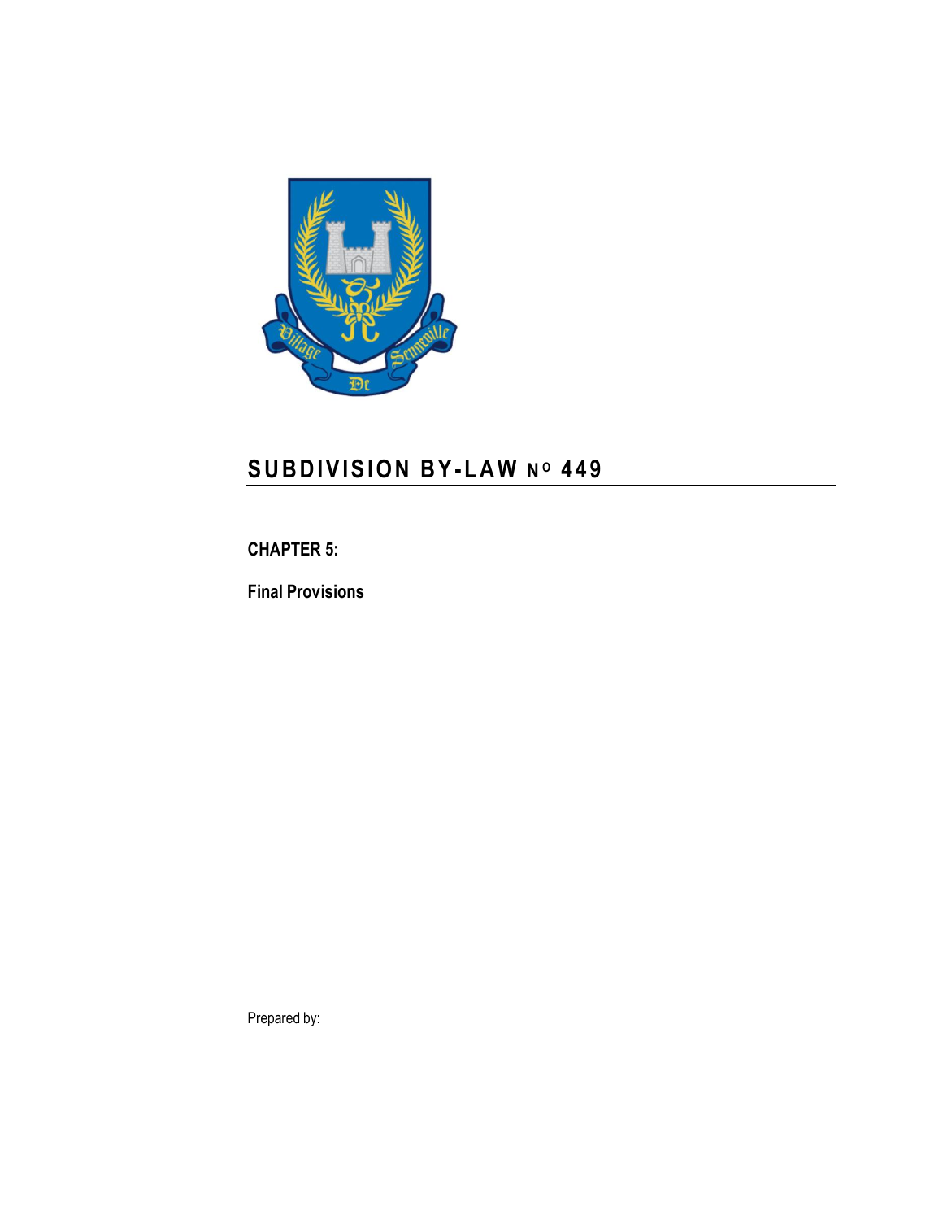# SUBDIVISION BY-LAW N$^{O}$ 449

**CHAPTER 5:**

**Final Provisions**

Prepared by: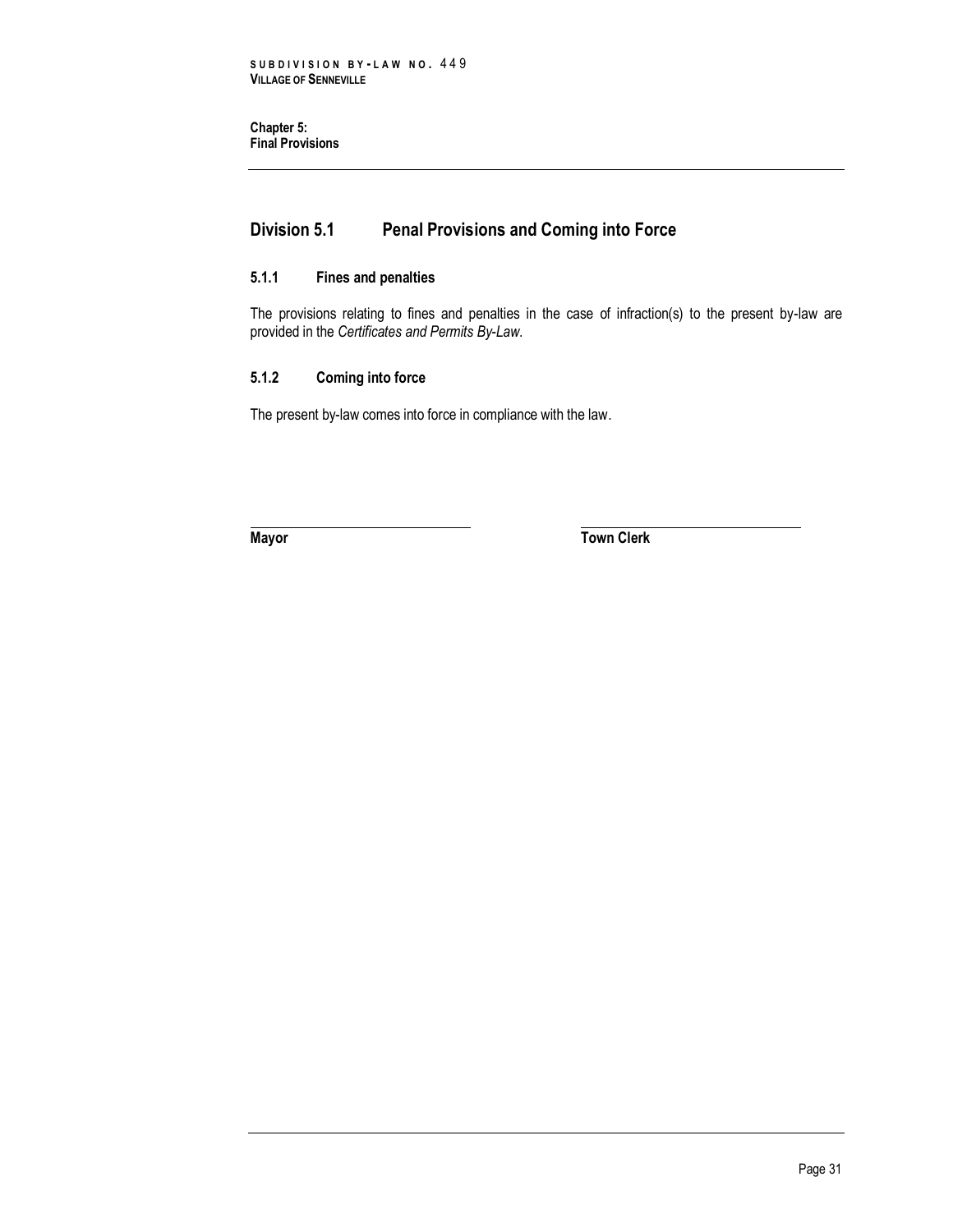**Chapter 5:**
**Final Provisions**

## Division 5.1 Penal Provisions and Coming into Force

### 5.1.1 Fines and penalties

The provisions relating to fines and penalties in the case of infraction(s) to the present by-law are provided in the *Certificates and Permits By-Law*.

### 5.1.2 Coming into force

The present by-law comes into force in compliance with the law.

| | |
|---|---|
| **Mayor** | **Town Clerk** |